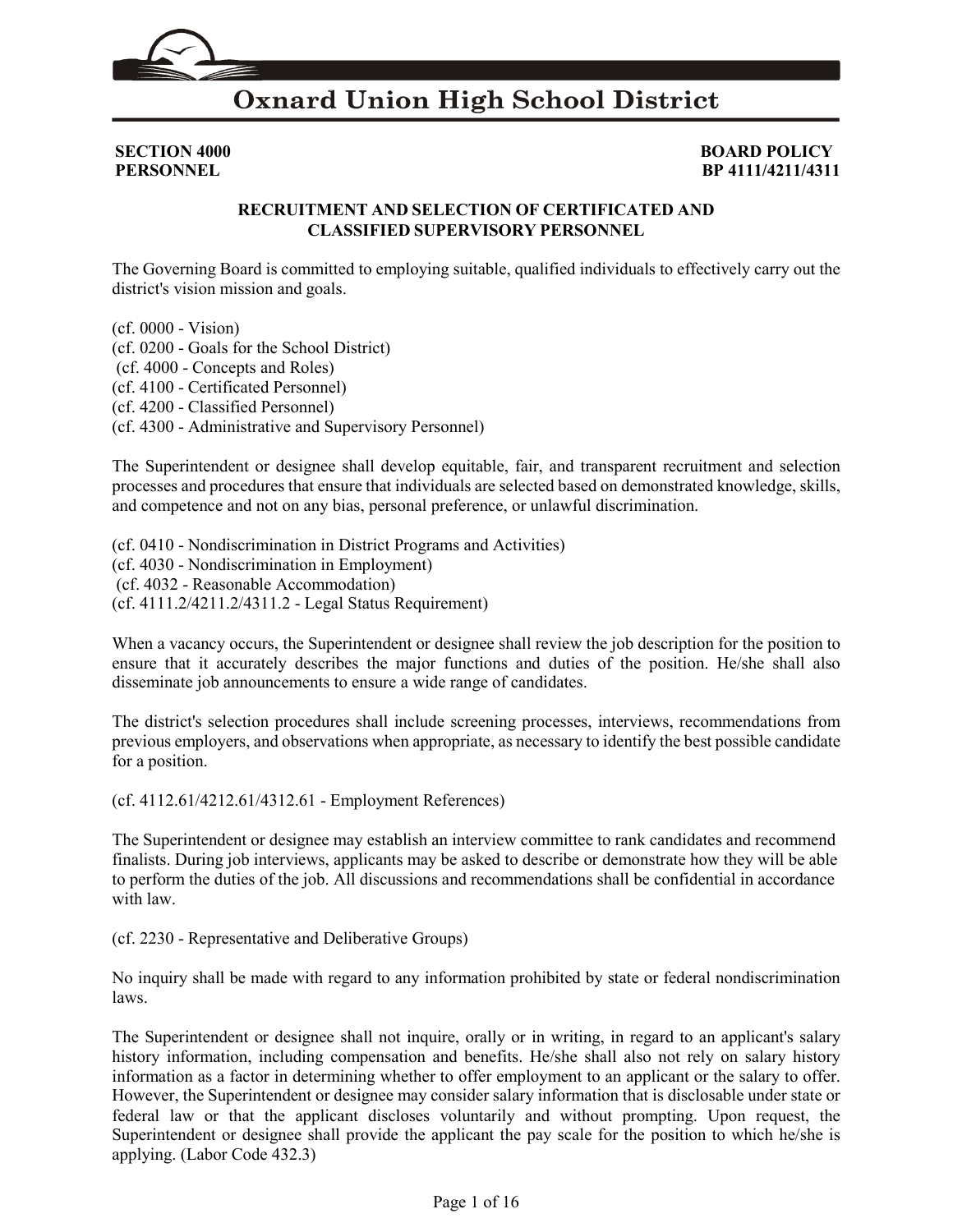# Oxnard Union High School District

**SECTION 4000**
**PERSONNEL**

**BOARD POLICY**
**BP 4111/4211/4311**

## RECRUITMENT AND SELECTION OF CERTIFICATED AND CLASSIFIED SUPERVISORY PERSONNEL

The Governing Board is committed to employing suitable, qualified individuals to effectively carry out the district's vision mission and goals.

(cf. 0000 - Vision)
(cf. 0200 - Goals for the School District)
(cf. 4000 - Concepts and Roles)
(cf. 4100 - Certificated Personnel)
(cf. 4200 - Classified Personnel)
(cf. 4300 - Administrative and Supervisory Personnel)

The Superintendent or designee shall develop equitable, fair, and transparent recruitment and selection processes and procedures that ensure that individuals are selected based on demonstrated knowledge, skills, and competence and not on any bias, personal preference, or unlawful discrimination.

(cf. 0410 - Nondiscrimination in District Programs and Activities)
(cf. 4030 - Nondiscrimination in Employment)
(cf. 4032 - Reasonable Accommodation)
(cf. 4111.2/4211.2/4311.2 - Legal Status Requirement)

When a vacancy occurs, the Superintendent or designee shall review the job description for the position to ensure that it accurately describes the major functions and duties of the position. He/she shall also disseminate job announcements to ensure a wide range of candidates.

The district's selection procedures shall include screening processes, interviews, recommendations from previous employers, and observations when appropriate, as necessary to identify the best possible candidate for a position.

(cf. 4112.61/4212.61/4312.61 - Employment References)

The Superintendent or designee may establish an interview committee to rank candidates and recommend finalists. During job interviews, applicants may be asked to describe or demonstrate how they will be able to perform the duties of the job. All discussions and recommendations shall be confidential in accordance with law.

(cf. 2230 - Representative and Deliberative Groups)

No inquiry shall be made with regard to any information prohibited by state or federal nondiscrimination laws.

The Superintendent or designee shall not inquire, orally or in writing, in regard to an applicant's salary history information, including compensation and benefits. He/she shall also not rely on salary history information as a factor in determining whether to offer employment to an applicant or the salary to offer. However, the Superintendent or designee may consider salary information that is disclosable under state or federal law or that the applicant discloses voluntarily and without prompting. Upon request, the Superintendent or designee shall provide the applicant the pay scale for the position to which he/she is applying. (Labor Code 432.3)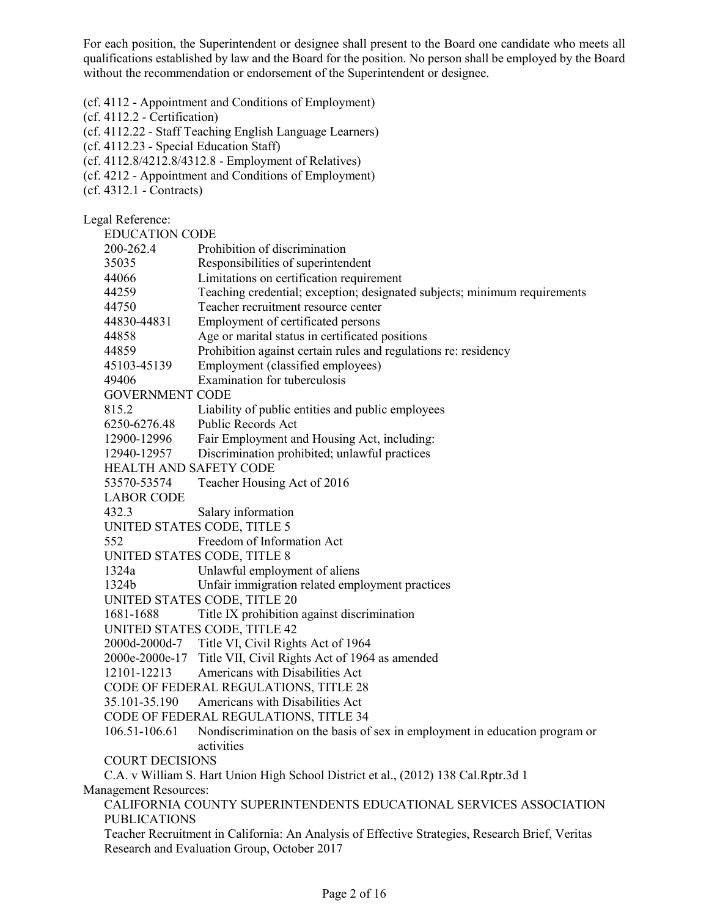For each position, the Superintendent or designee shall present to the Board one candidate who meets all qualifications established by law and the Board for the position. No person shall be employed by the Board without the recommendation or endorsement of the Superintendent or designee.

(cf. 4112 - Appointment and Conditions of Employment)
(cf. 4112.2 - Certification)
(cf. 4112.22 - Staff Teaching English Language Learners)
(cf. 4112.23 - Special Education Staff)
(cf. 4112.8/4212.8/4312.8 - Employment of Relatives)
(cf. 4212 - Appointment and Conditions of Employment)
(cf. 4312.1 - Contracts)

Legal Reference:

EDUCATION CODE

| | |
|---|---|
| 200-262.4 | Prohibition of discrimination |
| 35035 | Responsibilities of superintendent |
| 44066 | Limitations on certification requirement |
| 44259 | Teaching credential; exception; designated subjects; minimum requirements |
| 44750 | Teacher recruitment resource center |
| 44830-44831 | Employment of certificated persons |
| 44858 | Age or marital status in certificated positions |
| 44859 | Prohibition against certain rules and regulations re: residency |
| 45103-45139 | Employment (classified employees) |
| 49406 | Examination for tuberculosis |

GOVERNMENT CODE

| | |
|---|---|
| 815.2 | Liability of public entities and public employees |
| 6250-6276.48 | Public Records Act |
| 12900-12996 | Fair Employment and Housing Act, including: |
| 12940-12957 | Discrimination prohibited; unlawful practices |

HEALTH AND SAFETY CODE

| | |
|---|---|
| 53570-53574 | Teacher Housing Act of 2016 |

LABOR CODE

| | |
|---|---|
| 432.3 | Salary information |

UNITED STATES CODE, TITLE 5

| | |
|---|---|
| 552 | Freedom of Information Act |

UNITED STATES CODE, TITLE 8

| | |
|---|---|
| 1324a | Unlawful employment of aliens |
| 1324b | Unfair immigration related employment practices |

UNITED STATES CODE, TITLE 20

| | |
|---|---|
| 1681-1688 | Title IX prohibition against discrimination |

UNITED STATES CODE, TITLE 42

| | |
|---|---|
| 2000d-2000d-7 | Title VI, Civil Rights Act of 1964 |
| 2000e-2000e-17 | Title VII, Civil Rights Act of 1964 as amended |
| 12101-12213 | Americans with Disabilities Act |

CODE OF FEDERAL REGULATIONS, TITLE 28

| | |
|---|---|
| 35.101-35.190 | Americans with Disabilities Act |

CODE OF FEDERAL REGULATIONS, TITLE 34

| | |
|---|---|
| 106.51-106.61 | Nondiscrimination on the basis of sex in employment in education program or activities |

COURT DECISIONS

C.A. v William S. Hart Union High School District et al., (2012) 138 Cal.Rptr.3d 1

Management Resources:

CALIFORNIA COUNTY SUPERINTENDENTS EDUCATIONAL SERVICES ASSOCIATION PUBLICATIONS

Teacher Recruitment in California: An Analysis of Effective Strategies, Research Brief, Veritas Research and Evaluation Group, October 2017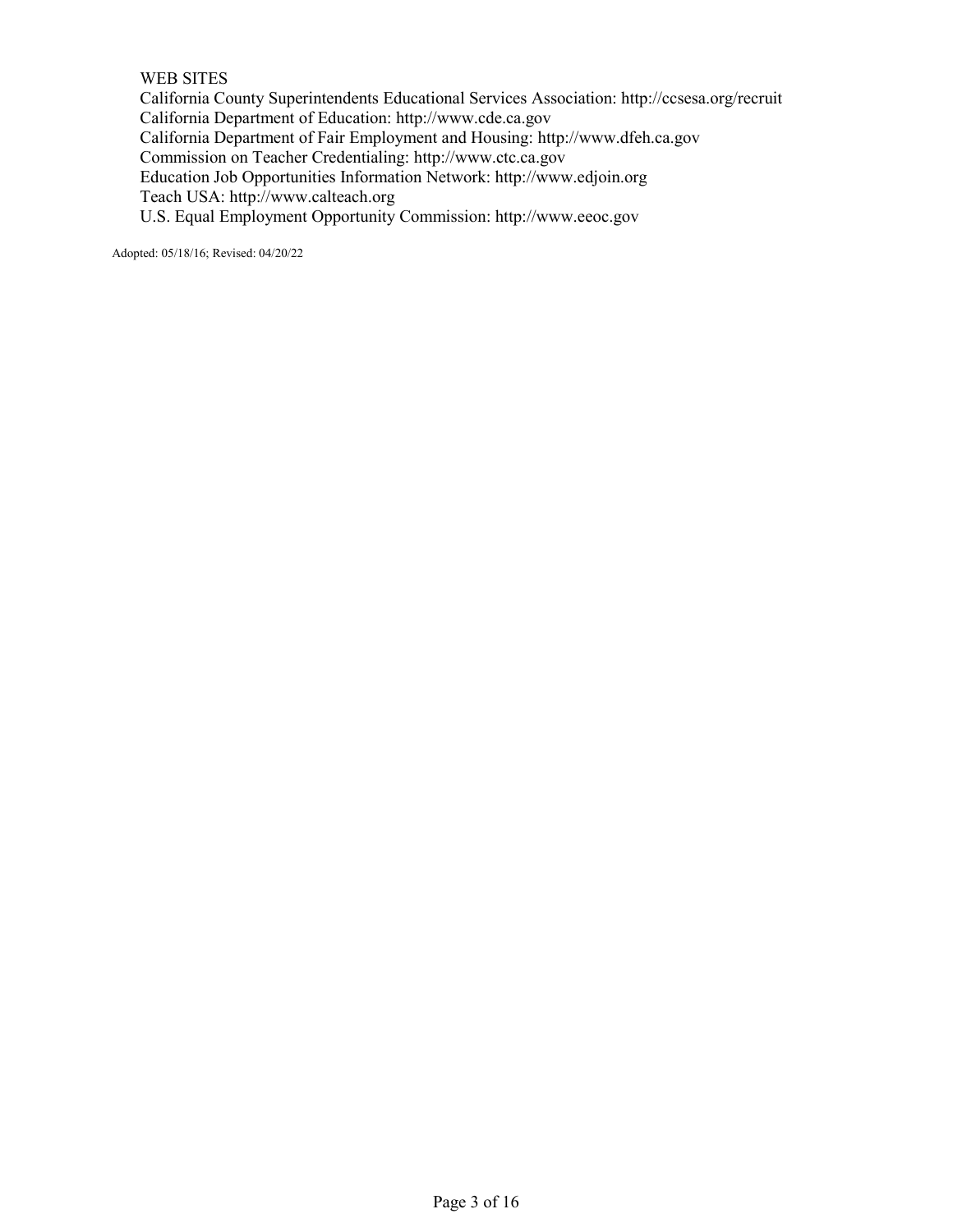WEB SITES

California County Superintendents Educational Services Association: http://ccsesa.org/recruit
California Department of Education: http://www.cde.ca.gov
California Department of Fair Employment and Housing: http://www.dfeh.ca.gov
Commission on Teacher Credentialing: http://www.ctc.ca.gov
Education Job Opportunities Information Network: http://www.edjoin.org
Teach USA: http://www.calteach.org
U.S. Equal Employment Opportunity Commission: http://www.eeoc.gov

Adopted: 05/18/16; Revised: 04/20/22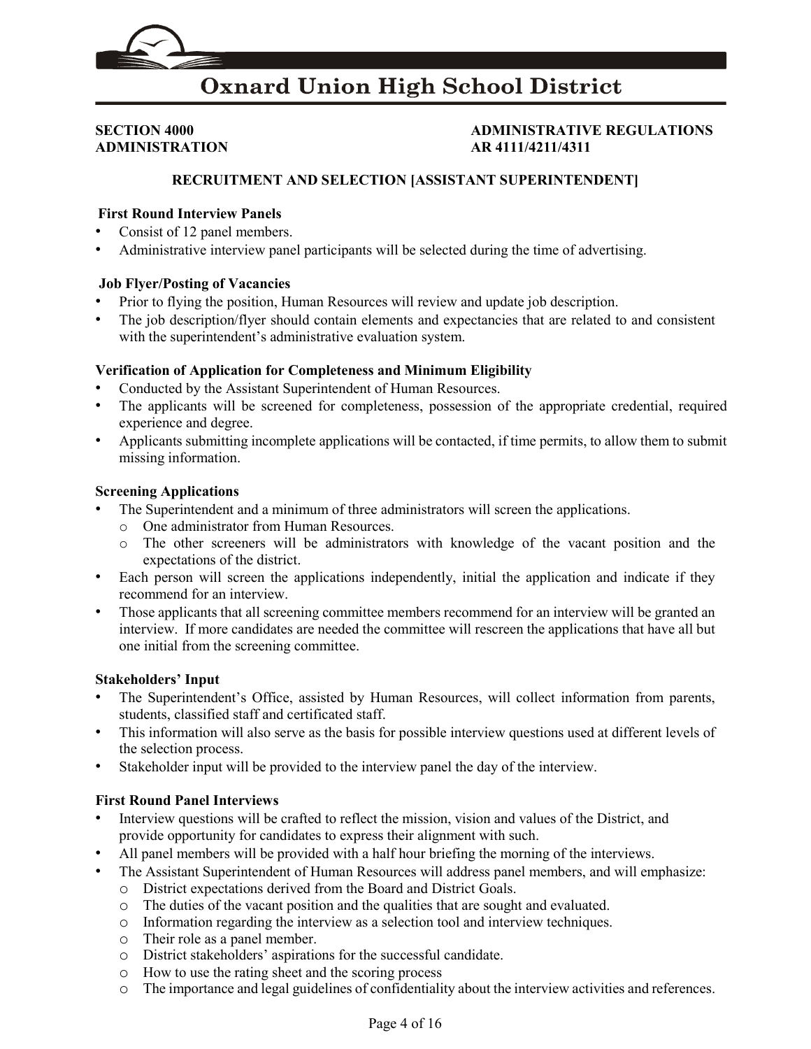**SECTION 4000**
**ADMINISTRATION**

**ADMINISTRATIVE REGULATIONS**
**AR 4111/4211/4311**

**RECRUITMENT AND SELECTION [ASSISTANT SUPERINTENDENT]**

**First Round Interview Panels**

- Consist of 12 panel members.
- Administrative interview panel participants will be selected during the time of advertising.

**Job Flyer/Posting of Vacancies**

- Prior to flying the position, Human Resources will review and update job description.
- The job description/flyer should contain elements and expectancies that are related to and consistent with the superintendent's administrative evaluation system.

**Verification of Application for Completeness and Minimum Eligibility**

- Conducted by the Assistant Superintendent of Human Resources.
- The applicants will be screened for completeness, possession of the appropriate credential, required experience and degree.
- Applicants submitting incomplete applications will be contacted, if time permits, to allow them to submit missing information.

**Screening Applications**

- The Superintendent and a minimum of three administrators will screen the applications.
  - One administrator from Human Resources.
  - The other screeners will be administrators with knowledge of the vacant position and the expectations of the district.
- Each person will screen the applications independently, initial the application and indicate if they recommend for an interview.
- Those applicants that all screening committee members recommend for an interview will be granted an interview. If more candidates are needed the committee will rescreen the applications that have all but one initial from the screening committee.

**Stakeholders' Input**

- The Superintendent's Office, assisted by Human Resources, will collect information from parents, students, classified staff and certificated staff.
- This information will also serve as the basis for possible interview questions used at different levels of the selection process.
- Stakeholder input will be provided to the interview panel the day of the interview.

**First Round Panel Interviews**

- Interview questions will be crafted to reflect the mission, vision and values of the District, and provide opportunity for candidates to express their alignment with such.
- All panel members will be provided with a half hour briefing the morning of the interviews.
- The Assistant Superintendent of Human Resources will address panel members, and will emphasize:
  - District expectations derived from the Board and District Goals.
  - The duties of the vacant position and the qualities that are sought and evaluated.
  - Information regarding the interview as a selection tool and interview techniques.
  - Their role as a panel member.
  - District stakeholders' aspirations for the successful candidate.
  - How to use the rating sheet and the scoring process
  - The importance and legal guidelines of confidentiality about the interview activities and references.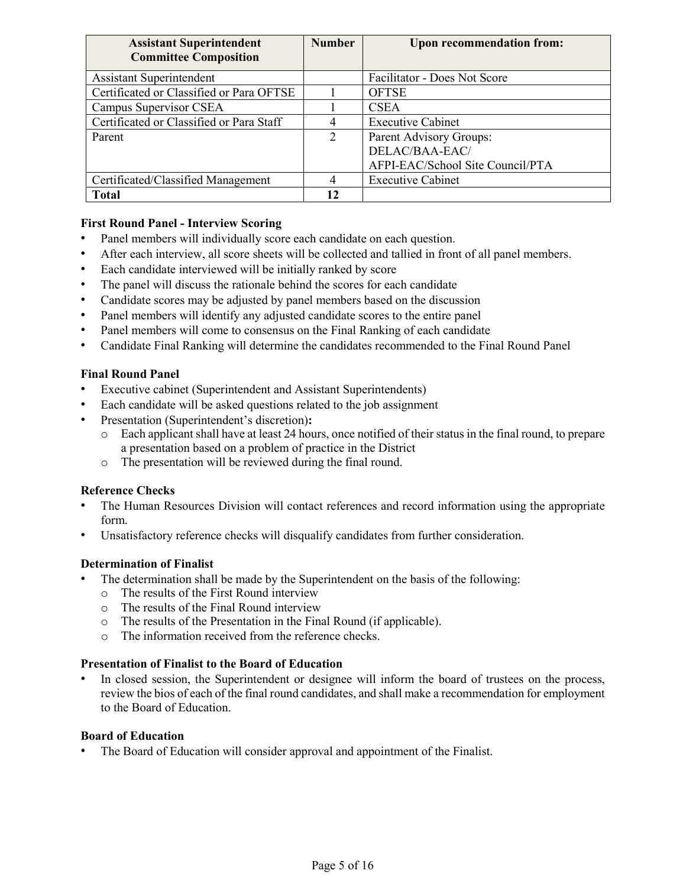| Assistant Superintendent Committee Composition | Number | Upon recommendation from: |
|---|---|---|
| Assistant Superintendent | | Facilitator - Does Not Score |
| Certificated or Classified or Para OFTSE | 1 | OFTSE |
| Campus Supervisor CSEA | 1 | CSEA |
| Certificated or Classified or Para Staff | 4 | Executive Cabinet |
| Parent | 2 | Parent Advisory Groups: DELAC/BAA-EAC/ AFPI-EAC/School Site Council/PTA |
| Certificated/Classified Management | 4 | Executive Cabinet |
| **Total** | **12** | |

**First Round Panel - Interview Scoring**

- Panel members will individually score each candidate on each question.
- After each interview, all score sheets will be collected and tallied in front of all panel members.
- Each candidate interviewed will be initially ranked by score
- The panel will discuss the rationale behind the scores for each candidate
- Candidate scores may be adjusted by panel members based on the discussion
- Panel members will identify any adjusted candidate scores to the entire panel
- Panel members will come to consensus on the Final Ranking of each candidate
- Candidate Final Ranking will determine the candidates recommended to the Final Round Panel

**Final Round Panel**

- Executive cabinet (Superintendent and Assistant Superintendents)
- Each candidate will be asked questions related to the job assignment
- Presentation (Superintendent's discretion)**:**
  - Each applicant shall have at least 24 hours, once notified of their status in the final round, to prepare a presentation based on a problem of practice in the District
  - The presentation will be reviewed during the final round.

**Reference Checks**

- The Human Resources Division will contact references and record information using the appropriate form.
- Unsatisfactory reference checks will disqualify candidates from further consideration.

**Determination of Finalist**

- The determination shall be made by the Superintendent on the basis of the following:
  - The results of the First Round interview
  - The results of the Final Round interview
  - The results of the Presentation in the Final Round (if applicable).
  - The information received from the reference checks.

**Presentation of Finalist to the Board of Education**

- In closed session, the Superintendent or designee will inform the board of trustees on the process, review the bios of each of the final round candidates, and shall make a recommendation for employment to the Board of Education.

**Board of Education**

- The Board of Education will consider approval and appointment of the Finalist.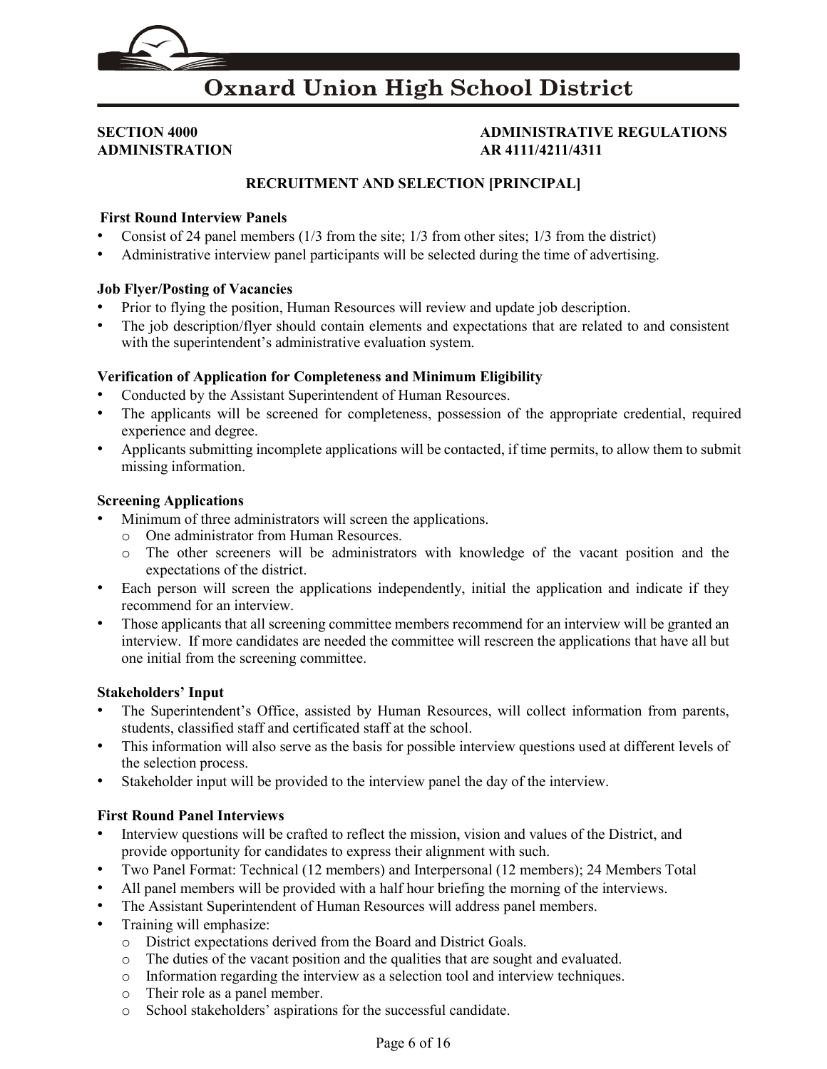**SECTION 4000**
**ADMINISTRATION**

**ADMINISTRATIVE REGULATIONS**
**AR 4111/4211/4311**

## RECRUITMENT AND SELECTION [PRINCIPAL]

**First Round Interview Panels**

- Consist of 24 panel members (1/3 from the site; 1/3 from other sites; 1/3 from the district)
- Administrative interview panel participants will be selected during the time of advertising.

**Job Flyer/Posting of Vacancies**

- Prior to flying the position, Human Resources will review and update job description.
- The job description/flyer should contain elements and expectations that are related to and consistent with the superintendent's administrative evaluation system.

**Verification of Application for Completeness and Minimum Eligibility**

- Conducted by the Assistant Superintendent of Human Resources.
- The applicants will be screened for completeness, possession of the appropriate credential, required experience and degree.
- Applicants submitting incomplete applications will be contacted, if time permits, to allow them to submit missing information.

**Screening Applications**

- Minimum of three administrators will screen the applications.
  - One administrator from Human Resources.
  - The other screeners will be administrators with knowledge of the vacant position and the expectations of the district.
- Each person will screen the applications independently, initial the application and indicate if they recommend for an interview.
- Those applicants that all screening committee members recommend for an interview will be granted an interview. If more candidates are needed the committee will rescreen the applications that have all but one initial from the screening committee.

**Stakeholders' Input**

- The Superintendent's Office, assisted by Human Resources, will collect information from parents, students, classified staff and certificated staff at the school.
- This information will also serve as the basis for possible interview questions used at different levels of the selection process.
- Stakeholder input will be provided to the interview panel the day of the interview.

**First Round Panel Interviews**

- Interview questions will be crafted to reflect the mission, vision and values of the District, and provide opportunity for candidates to express their alignment with such.
- Two Panel Format: Technical (12 members) and Interpersonal (12 members); 24 Members Total
- All panel members will be provided with a half hour briefing the morning of the interviews.
- The Assistant Superintendent of Human Resources will address panel members.
- Training will emphasize:
  - District expectations derived from the Board and District Goals.
  - The duties of the vacant position and the qualities that are sought and evaluated.
  - Information regarding the interview as a selection tool and interview techniques.
  - Their role as a panel member.
  - School stakeholders' aspirations for the successful candidate.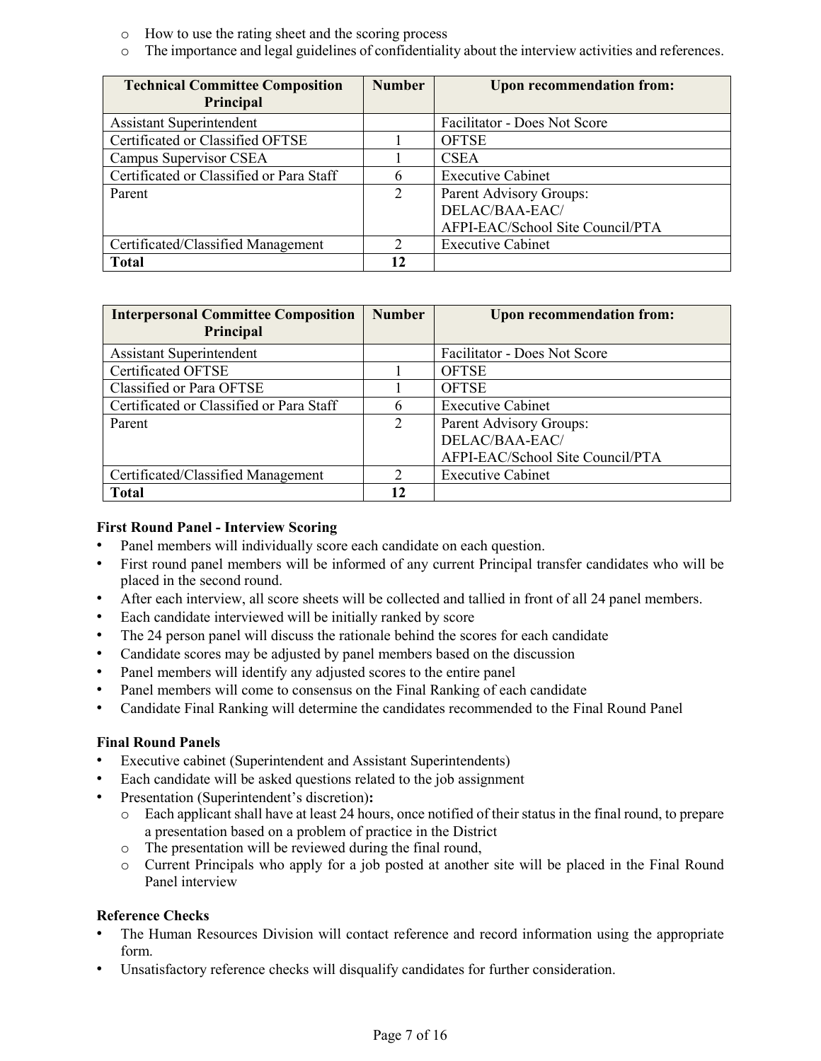- How to use the rating sheet and the scoring process
- The importance and legal guidelines of confidentiality about the interview activities and references.

| Technical Committee Composition Principal | Number | Upon recommendation from: |
|---|---|---|
| Assistant Superintendent | | Facilitator - Does Not Score |
| Certificated or Classified OFTSE | 1 | OFTSE |
| Campus Supervisor CSEA | 1 | CSEA |
| Certificated or Classified or Para Staff | 6 | Executive Cabinet |
| Parent | 2 | Parent Advisory Groups: DELAC/BAA-EAC/ AFPI-EAC/School Site Council/PTA |
| Certificated/Classified Management | 2 | Executive Cabinet |
| **Total** | **12** | |

| Interpersonal Committee Composition Principal | Number | Upon recommendation from: |
|---|---|---|
| Assistant Superintendent | | Facilitator - Does Not Score |
| Certificated OFTSE | 1 | OFTSE |
| Classified or Para OFTSE | 1 | OFTSE |
| Certificated or Classified or Para Staff | 6 | Executive Cabinet |
| Parent | 2 | Parent Advisory Groups: DELAC/BAA-EAC/ AFPI-EAC/School Site Council/PTA |
| Certificated/Classified Management | 2 | Executive Cabinet |
| **Total** | **12** | |

**First Round Panel - Interview Scoring**

- Panel members will individually score each candidate on each question.
- First round panel members will be informed of any current Principal transfer candidates who will be placed in the second round.
- After each interview, all score sheets will be collected and tallied in front of all 24 panel members.
- Each candidate interviewed will be initially ranked by score
- The 24 person panel will discuss the rationale behind the scores for each candidate
- Candidate scores may be adjusted by panel members based on the discussion
- Panel members will identify any adjusted scores to the entire panel
- Panel members will come to consensus on the Final Ranking of each candidate
- Candidate Final Ranking will determine the candidates recommended to the Final Round Panel

**Final Round Panels**

- Executive cabinet (Superintendent and Assistant Superintendents)
- Each candidate will be asked questions related to the job assignment
- Presentation (Superintendent's discretion)**:**
  - Each applicant shall have at least 24 hours, once notified of their status in the final round, to prepare a presentation based on a problem of practice in the District
  - The presentation will be reviewed during the final round,
  - Current Principals who apply for a job posted at another site will be placed in the Final Round Panel interview

**Reference Checks**

- The Human Resources Division will contact reference and record information using the appropriate form.
- Unsatisfactory reference checks will disqualify candidates for further consideration.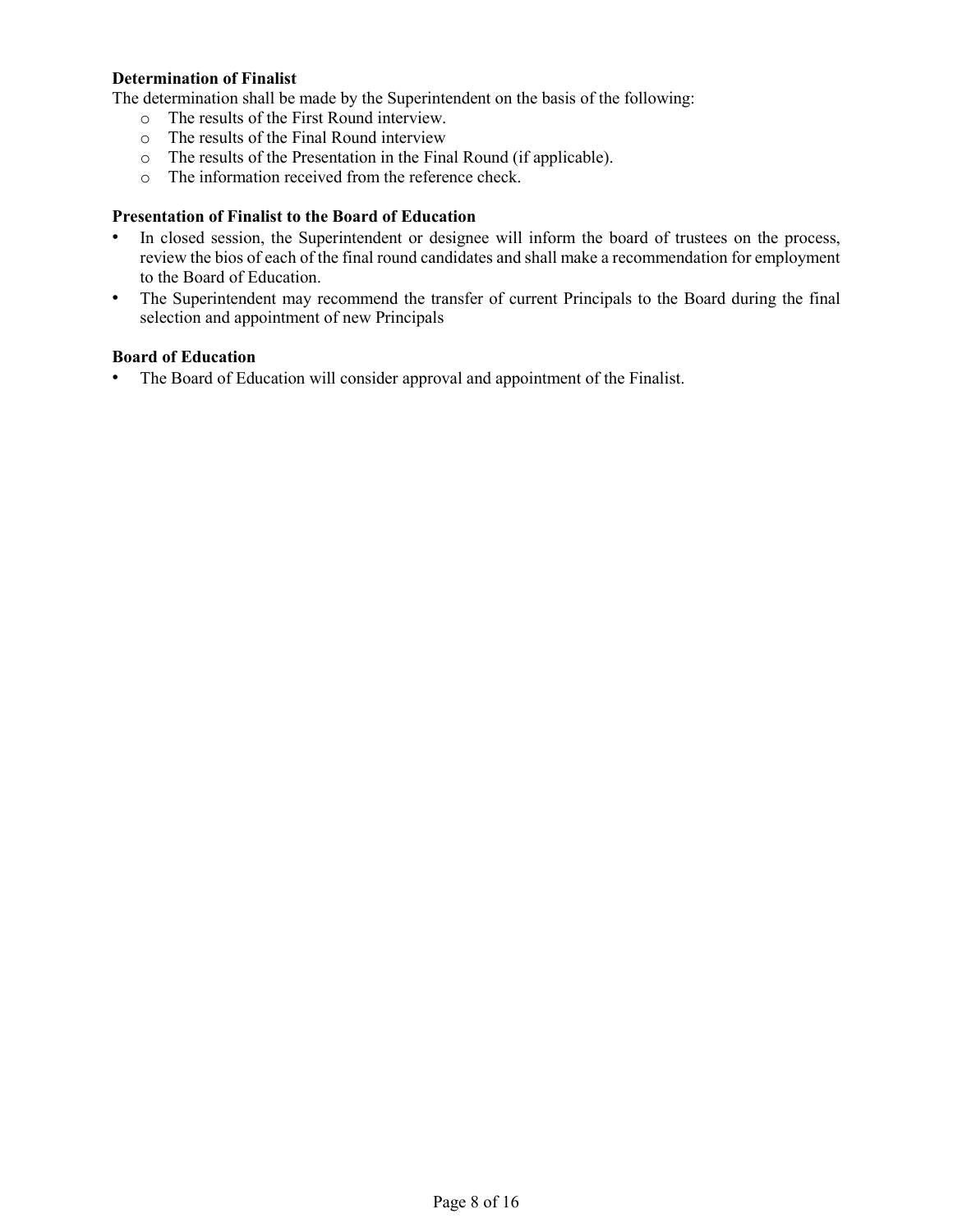**Determination of Finalist**

The determination shall be made by the Superintendent on the basis of the following:

- The results of the First Round interview.
- The results of the Final Round interview
- The results of the Presentation in the Final Round (if applicable).
- The information received from the reference check.

**Presentation of Finalist to the Board of Education**

- In closed session, the Superintendent or designee will inform the board of trustees on the process, review the bios of each of the final round candidates and shall make a recommendation for employment to the Board of Education.
- The Superintendent may recommend the transfer of current Principals to the Board during the final selection and appointment of new Principals

**Board of Education**

- The Board of Education will consider approval and appointment of the Finalist.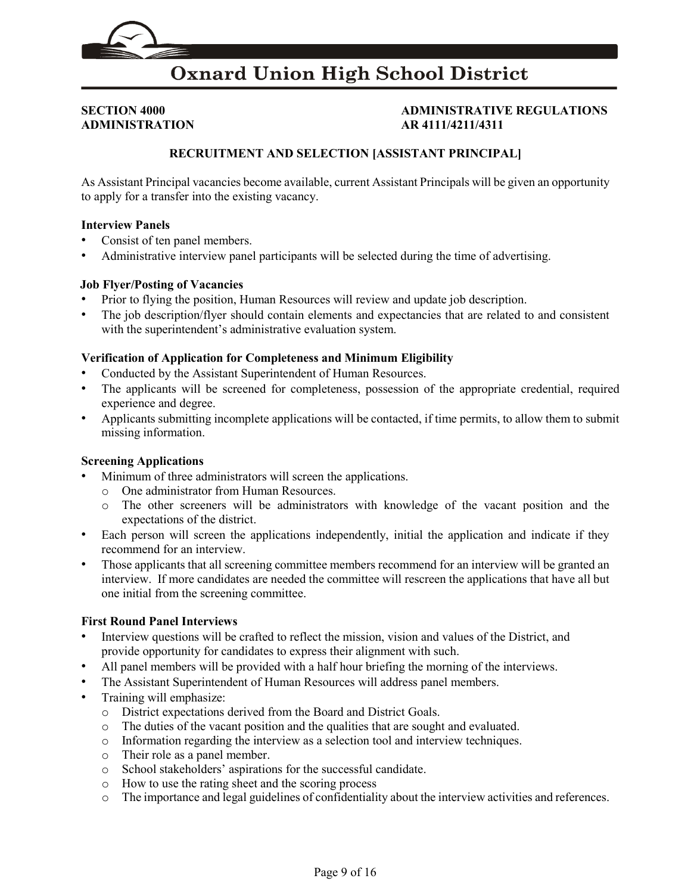# Oxnard Union High School District

**SECTION 4000**
**ADMINISTRATION**

**ADMINISTRATIVE REGULATIONS**
**AR 4111/4211/4311**

## RECRUITMENT AND SELECTION [ASSISTANT PRINCIPAL]

As Assistant Principal vacancies become available, current Assistant Principals will be given an opportunity to apply for a transfer into the existing vacancy.

### Interview Panels

- Consist of ten panel members.
- Administrative interview panel participants will be selected during the time of advertising.

### Job Flyer/Posting of Vacancies

- Prior to flying the position, Human Resources will review and update job description.
- The job description/flyer should contain elements and expectancies that are related to and consistent with the superintendent's administrative evaluation system.

### Verification of Application for Completeness and Minimum Eligibility

- Conducted by the Assistant Superintendent of Human Resources.
- The applicants will be screened for completeness, possession of the appropriate credential, required experience and degree.
- Applicants submitting incomplete applications will be contacted, if time permits, to allow them to submit missing information.

### Screening Applications

- Minimum of three administrators will screen the applications.
  - One administrator from Human Resources.
  - The other screeners will be administrators with knowledge of the vacant position and the expectations of the district.
- Each person will screen the applications independently, initial the application and indicate if they recommend for an interview.
- Those applicants that all screening committee members recommend for an interview will be granted an interview. If more candidates are needed the committee will rescreen the applications that have all but one initial from the screening committee.

### First Round Panel Interviews

- Interview questions will be crafted to reflect the mission, vision and values of the District, and provide opportunity for candidates to express their alignment with such.
- All panel members will be provided with a half hour briefing the morning of the interviews.
- The Assistant Superintendent of Human Resources will address panel members.
- Training will emphasize:
  - District expectations derived from the Board and District Goals.
  - The duties of the vacant position and the qualities that are sought and evaluated.
  - Information regarding the interview as a selection tool and interview techniques.
  - Their role as a panel member.
  - School stakeholders' aspirations for the successful candidate.
  - How to use the rating sheet and the scoring process
  - The importance and legal guidelines of confidentiality about the interview activities and references.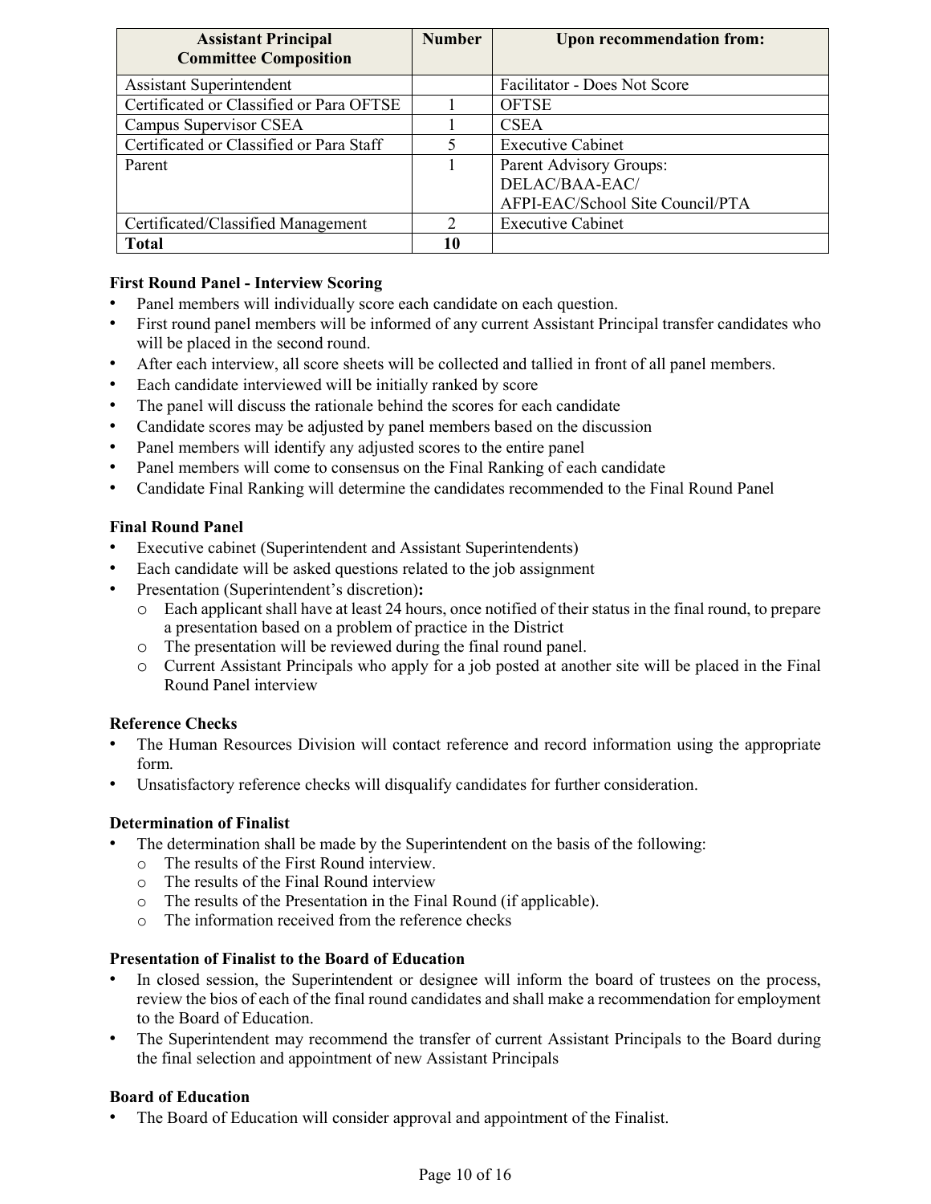| Assistant Principal Committee Composition | Number | Upon recommendation from: |
|---|---|---|
| Assistant Superintendent | | Facilitator - Does Not Score |
| Certificated or Classified or Para OFTSE | 1 | OFTSE |
| Campus Supervisor CSEA | 1 | CSEA |
| Certificated or Classified or Para Staff | 5 | Executive Cabinet |
| Parent | 1 | Parent Advisory Groups: DELAC/BAA-EAC/ AFPI-EAC/School Site Council/PTA |
| Certificated/Classified Management | 2 | Executive Cabinet |
| **Total** | **10** | |

**First Round Panel - Interview Scoring**

- Panel members will individually score each candidate on each question.
- First round panel members will be informed of any current Assistant Principal transfer candidates who will be placed in the second round.
- After each interview, all score sheets will be collected and tallied in front of all panel members.
- Each candidate interviewed will be initially ranked by score
- The panel will discuss the rationale behind the scores for each candidate
- Candidate scores may be adjusted by panel members based on the discussion
- Panel members will identify any adjusted scores to the entire panel
- Panel members will come to consensus on the Final Ranking of each candidate
- Candidate Final Ranking will determine the candidates recommended to the Final Round Panel

**Final Round Panel**

- Executive cabinet (Superintendent and Assistant Superintendents)
- Each candidate will be asked questions related to the job assignment
- Presentation (Superintendent's discretion)**:**
  - Each applicant shall have at least 24 hours, once notified of their status in the final round, to prepare a presentation based on a problem of practice in the District
  - The presentation will be reviewed during the final round panel.
  - Current Assistant Principals who apply for a job posted at another site will be placed in the Final Round Panel interview

**Reference Checks**

- The Human Resources Division will contact reference and record information using the appropriate form.
- Unsatisfactory reference checks will disqualify candidates for further consideration.

**Determination of Finalist**

- The determination shall be made by the Superintendent on the basis of the following:
  - The results of the First Round interview.
  - The results of the Final Round interview
  - The results of the Presentation in the Final Round (if applicable).
  - The information received from the reference checks

**Presentation of Finalist to the Board of Education**

- In closed session, the Superintendent or designee will inform the board of trustees on the process, review the bios of each of the final round candidates and shall make a recommendation for employment to the Board of Education.
- The Superintendent may recommend the transfer of current Assistant Principals to the Board during the final selection and appointment of new Assistant Principals

**Board of Education**

- The Board of Education will consider approval and appointment of the Finalist.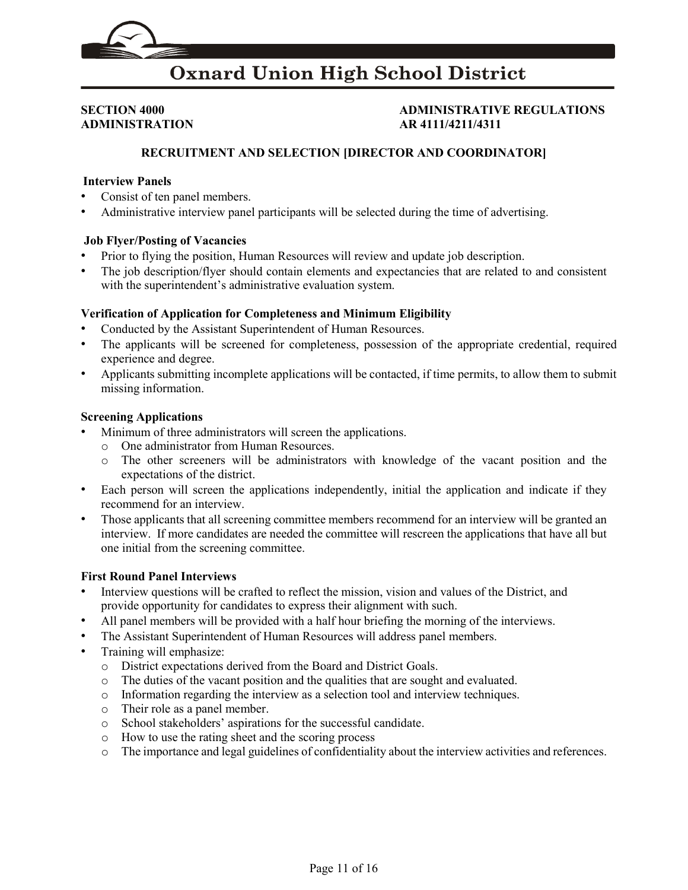# Oxnard Union High School District

**SECTION 4000**
**ADMINISTRATION**

**ADMINISTRATIVE REGULATIONS**
**AR 4111/4211/4311**

## RECRUITMENT AND SELECTION [DIRECTOR AND COORDINATOR]

### Interview Panels

- Consist of ten panel members.
- Administrative interview panel participants will be selected during the time of advertising.

### Job Flyer/Posting of Vacancies

- Prior to flying the position, Human Resources will review and update job description.
- The job description/flyer should contain elements and expectancies that are related to and consistent with the superintendent's administrative evaluation system.

### Verification of Application for Completeness and Minimum Eligibility

- Conducted by the Assistant Superintendent of Human Resources.
- The applicants will be screened for completeness, possession of the appropriate credential, required experience and degree.
- Applicants submitting incomplete applications will be contacted, if time permits, to allow them to submit missing information.

### Screening Applications

- Minimum of three administrators will screen the applications.
  - One administrator from Human Resources.
  - The other screeners will be administrators with knowledge of the vacant position and the expectations of the district.
- Each person will screen the applications independently, initial the application and indicate if they recommend for an interview.
- Those applicants that all screening committee members recommend for an interview will be granted an interview. If more candidates are needed the committee will rescreen the applications that have all but one initial from the screening committee.

### First Round Panel Interviews

- Interview questions will be crafted to reflect the mission, vision and values of the District, and provide opportunity for candidates to express their alignment with such.
- All panel members will be provided with a half hour briefing the morning of the interviews.
- The Assistant Superintendent of Human Resources will address panel members.
- Training will emphasize:
  - District expectations derived from the Board and District Goals.
  - The duties of the vacant position and the qualities that are sought and evaluated.
  - Information regarding the interview as a selection tool and interview techniques.
  - Their role as a panel member.
  - School stakeholders' aspirations for the successful candidate.
  - How to use the rating sheet and the scoring process
  - The importance and legal guidelines of confidentiality about the interview activities and references.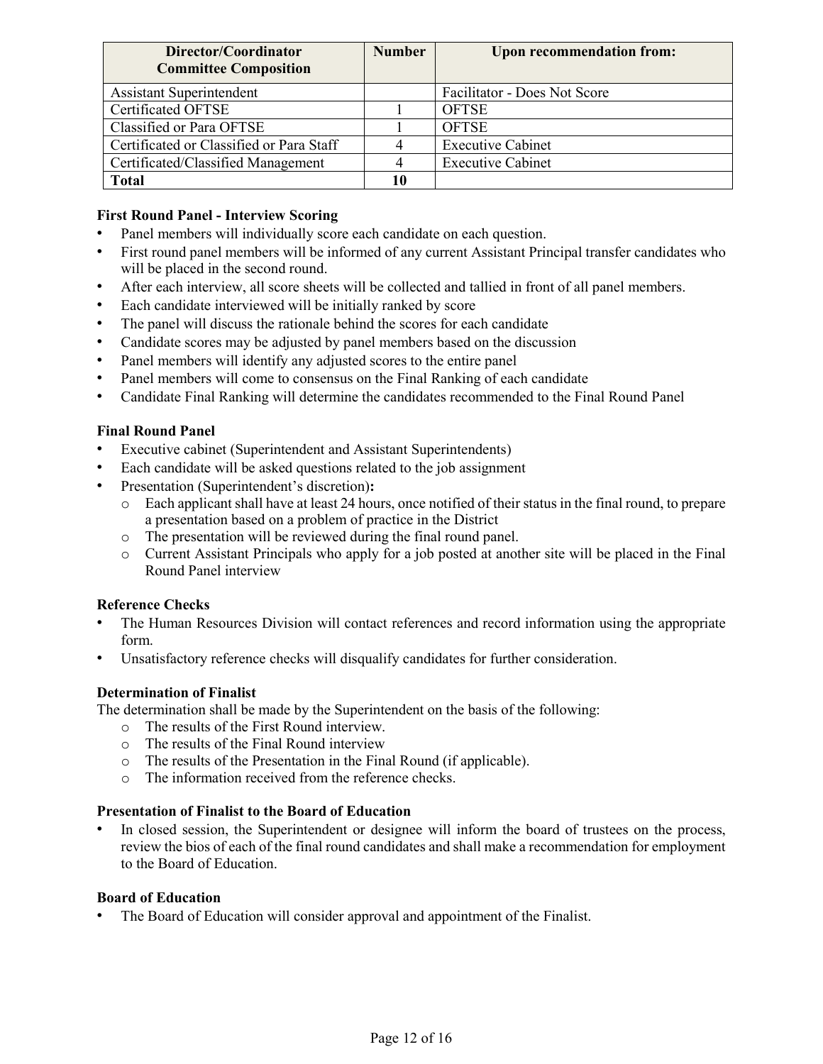| Director/Coordinator Committee Composition | Number | Upon recommendation from: |
|---|---|---|
| Assistant Superintendent | | Facilitator - Does Not Score |
| Certificated OFTSE | 1 | OFTSE |
| Classified or Para OFTSE | 1 | OFTSE |
| Certificated or Classified or Para Staff | 4 | Executive Cabinet |
| Certificated/Classified Management | 4 | Executive Cabinet |
| **Total** | **10** | |

**First Round Panel - Interview Scoring**

- Panel members will individually score each candidate on each question.
- First round panel members will be informed of any current Assistant Principal transfer candidates who will be placed in the second round.
- After each interview, all score sheets will be collected and tallied in front of all panel members.
- Each candidate interviewed will be initially ranked by score
- The panel will discuss the rationale behind the scores for each candidate
- Candidate scores may be adjusted by panel members based on the discussion
- Panel members will identify any adjusted scores to the entire panel
- Panel members will come to consensus on the Final Ranking of each candidate
- Candidate Final Ranking will determine the candidates recommended to the Final Round Panel

**Final Round Panel**

- Executive cabinet (Superintendent and Assistant Superintendents)
- Each candidate will be asked questions related to the job assignment
- Presentation (Superintendent's discretion)**:**
  - Each applicant shall have at least 24 hours, once notified of their status in the final round, to prepare a presentation based on a problem of practice in the District
  - The presentation will be reviewed during the final round panel.
  - Current Assistant Principals who apply for a job posted at another site will be placed in the Final Round Panel interview

**Reference Checks**

- The Human Resources Division will contact references and record information using the appropriate form.
- Unsatisfactory reference checks will disqualify candidates for further consideration.

**Determination of Finalist**

The determination shall be made by the Superintendent on the basis of the following:

- The results of the First Round interview.
- The results of the Final Round interview
- The results of the Presentation in the Final Round (if applicable).
- The information received from the reference checks.

**Presentation of Finalist to the Board of Education**

- In closed session, the Superintendent or designee will inform the board of trustees on the process, review the bios of each of the final round candidates and shall make a recommendation for employment to the Board of Education.

**Board of Education**

- The Board of Education will consider approval and appointment of the Finalist.